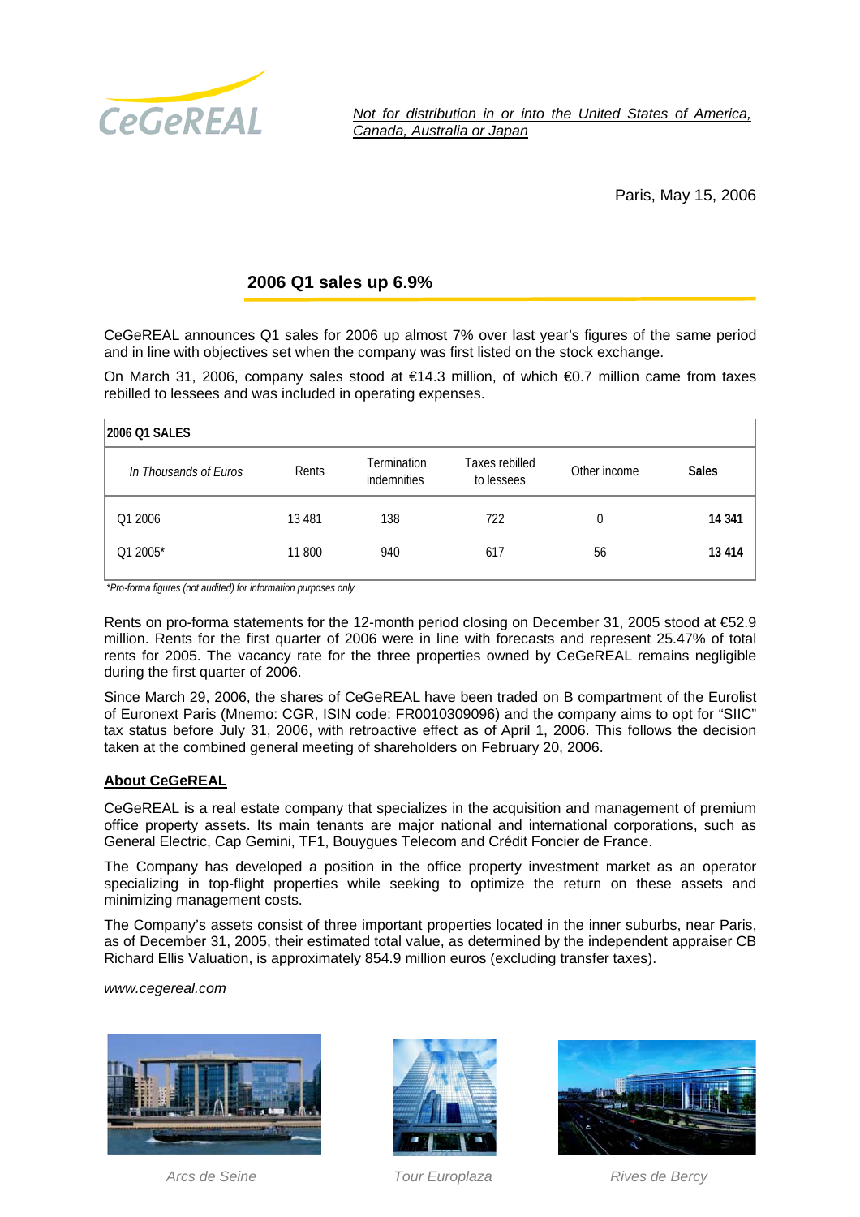Not for distribution in or into the United States of America, Canada, Australia or Japan

Paris, May 15, 2006

## 2006 Q1 sales up 6.9%

CeGeREAL announces Q1 sales for 2006 up almost 7% over last year's figures of the same period and in line with objectives set when the company was first listed on the stock exchange.

On March 31, 2006, company sales stood at €14.3 million, of which €0.7 million came from taxes rebilled to lessees and was included in operating expenses.

**2006 Q1 SALES**

| *In Thousands of Euros* | Rents | Termination indemnities | Taxes rebilled to lessees | Other income | **Sales** |
|---|---|---|---|---|---|
| Q1 2006 | 13 481 | 138 | 722 | 0 | **14 341** |
| Q1 2005* | 11 800 | 940 | 617 | 56 | **13 414** |

*\*Pro-forma figures (not audited) for information purposes only*

Rents on pro-forma statements for the 12-month period closing on December 31, 2005 stood at €52.9 million. Rents for the first quarter of 2006 were in line with forecasts and represent 25.47% of total rents for 2005. The vacancy rate for the three properties owned by CeGeREAL remains negligible during the first quarter of 2006.

Since March 29, 2006, the shares of CeGeREAL have been traded on B compartment of the Eurolist of Euronext Paris (Mnemo: CGR, ISIN code: FR0010309096) and the company aims to opt for "SIIC" tax status before July 31, 2006, with retroactive effect as of April 1, 2006. This follows the decision taken at the combined general meeting of shareholders on February 20, 2006.

### About CeGeREAL

CeGeREAL is a real estate company that specializes in the acquisition and management of premium office property assets. Its main tenants are major national and international corporations, such as General Electric, Cap Gemini, TF1, Bouygues Telecom and Crédit Foncier de France.

The Company has developed a position in the office property investment market as an operator specializing in top-flight properties while seeking to optimize the return on these assets and minimizing management costs.

The Company's assets consist of three important properties located in the inner suburbs, near Paris, as of December 31, 2005, their estimated total value, as determined by the independent appraiser CB Richard Ellis Valuation, is approximately 854.9 million euros (excluding transfer taxes).

*www.cegereal.com*

*Arcs de Seine* *Tour Europlaza* *Rives de Bercy*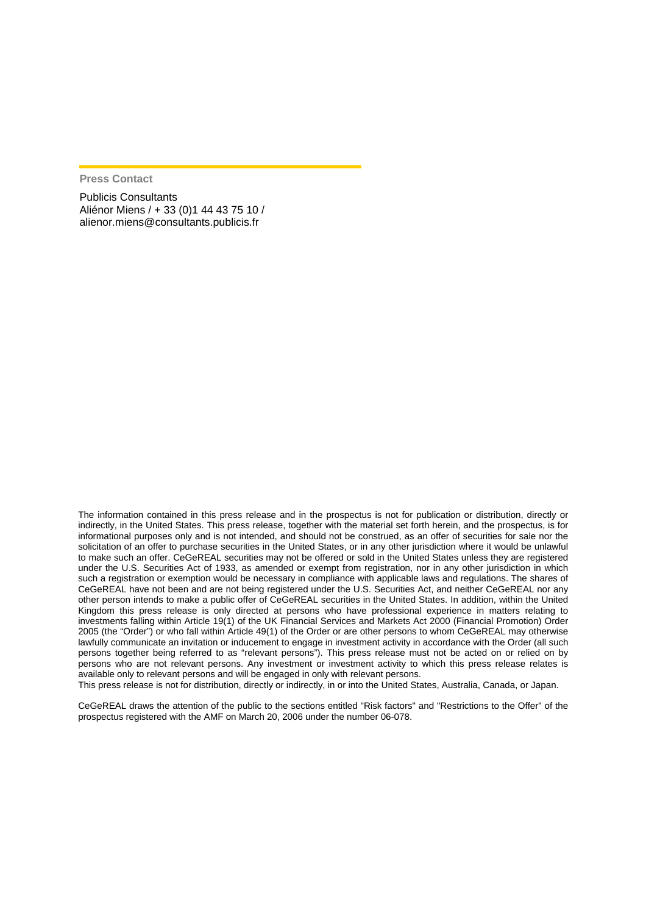**Press Contact**

Publicis Consultants
Aliénor Miens / + 33 (0)1 44 43 75 10 /
alienor.miens@consultants.publicis.fr

The information contained in this press release and in the prospectus is not for publication or distribution, directly or indirectly, in the United States. This press release, together with the material set forth herein, and the prospectus, is for informational purposes only and is not intended, and should not be construed, as an offer of securities for sale nor the solicitation of an offer to purchase securities in the United States, or in any other jurisdiction where it would be unlawful to make such an offer. CeGeREAL securities may not be offered or sold in the United States unless they are registered under the U.S. Securities Act of 1933, as amended or exempt from registration, nor in any other jurisdiction in which such a registration or exemption would be necessary in compliance with applicable laws and regulations. The shares of CeGeREAL have not been and are not being registered under the U.S. Securities Act, and neither CeGeREAL nor any other person intends to make a public offer of CeGeREAL securities in the United States. In addition, within the United Kingdom this press release is only directed at persons who have professional experience in matters relating to investments falling within Article 19(1) of the UK Financial Services and Markets Act 2000 (Financial Promotion) Order 2005 (the "Order") or who fall within Article 49(1) of the Order or are other persons to whom CeGeREAL may otherwise lawfully communicate an invitation or inducement to engage in investment activity in accordance with the Order (all such persons together being referred to as "relevant persons"). This press release must not be acted on or relied on by persons who are not relevant persons. Any investment or investment activity to which this press release relates is available only to relevant persons and will be engaged in only with relevant persons.
This press release is not for distribution, directly or indirectly, in or into the United States, Australia, Canada, or Japan.

CeGeREAL draws the attention of the public to the sections entitled "Risk factors" and "Restrictions to the Offer" of the prospectus registered with the AMF on March 20, 2006 under the number 06-078.